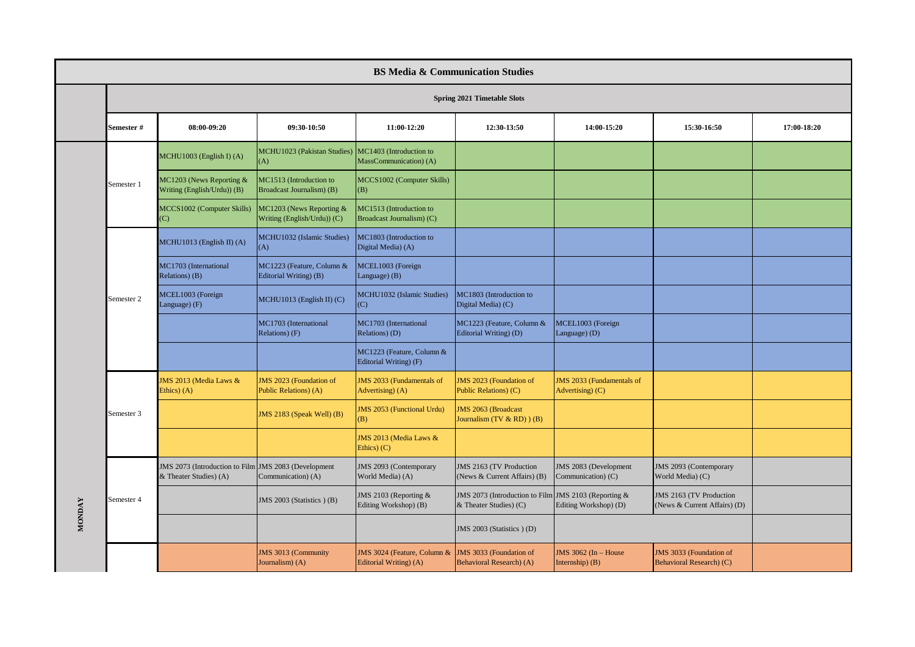# BS Media & Communication Studies

## Spring 2021 Timetable Slots

| Day | Semester # | 08:00-09:20 | 09:30-10:50 | 11:00-12:20 | 12:30-13:50 | 14:00-15:20 | 15:30-16:50 | 17:00-18:20 |
|---|---|---|---|---|---|---|---|---|
| MONDAY | Semester 1 | MCHU1003 (English I) (A) | MCHU1023 (Pakistan Studies) (A) | MC1403 (Introduction to MassCommunication) (A) | | | | |
| | | MC1203 (News Reporting & Writing (English/Urdu)) (B) | MC1513 (Introduction to Broadcast Journalism) (B) | MCCS1002 (Computer Skills) (B) | | | | |
| | | MCCS1002 (Computer Skills) (C) | MC1203 (News Reporting & Writing (English/Urdu)) (C) | MC1513 (Introduction to Broadcast Journalism) (C) | | | | |
| | Semester 2 | MCHU1013 (English II) (A) | MCHU1032 (Islamic Studies) (A) | MC1803 (Introduction to Digital Media) (A) | | | | |
| | | MC1703 (International Relations) (B) | MC1223 (Feature, Column & Editorial Writing) (B) | MCEL1003 (Foreign Language) (B) | | | | |
| | | MCEL1003 (Foreign Language) (F) | MCHU1013 (English II) (C) | MCHU1032 (Islamic Studies) (C) | MC1803 (Introduction to Digital Media) (C) | | | |
| | | | MC1703 (International Relations) (F) | MC1703 (International Relations) (D) | MC1223 (Feature, Column & Editorial Writing) (D) | MCEL1003 (Foreign Language) (D) | | |
| | | | | MC1223 (Feature, Column & Editorial Writing) (F) | | | | |
| | Semester 3 | JMS 2013 (Media Laws & Ethics) (A) | JMS 2023 (Foundation of Public Relations) (A) | JMS 2033 (Fundamentals of Advertising) (A) | JMS 2023 (Foundation of Public Relations) (C) | JMS 2033 (Fundamentals of Advertising) (C) | | |
| | | | JMS 2183 (Speak Well) (B) | JMS 2053 (Functional Urdu) (B) | JMS 2063 (Broadcast Journalism (TV & RD) ) (B) | | | |
| | | | | JMS 2013 (Media Laws & Ethics) (C) | | | | |
| | Semester 4 | JMS 2073 (Introduction to Film & Theater Studies) (A) | JMS 2083 (Development Communication) (A) | JMS 2093 (Contemporary World Media) (A) | JMS 2163 (TV Production (News & Current Affairs) (B) | JMS 2083 (Development Communication) (C) | JMS 2093 (Contemporary World Media) (C) | |
| | | | JMS 2003 (Statistics ) (B) | JMS 2103 (Reporting & Editing Workshop) (B) | JMS 2073 (Introduction to Film & Theater Studies) (C) | JMS 2103 (Reporting & Editing Workshop) (D) | JMS 2163 (TV Production (News & Current Affairs) (D) | |
| | | | | | JMS 2003 (Statistics ) (D) | | | |
| | | | JMS 3013 (Community Journalism) (A) | JMS 3024 (Feature, Column & Editorial Writing) (A) | JMS 3033 (Foundation of Behavioral Research) (A) | JMS 3062 (In – House Internship) (B) | JMS 3033 (Foundation of Behavioral Research) (C) | |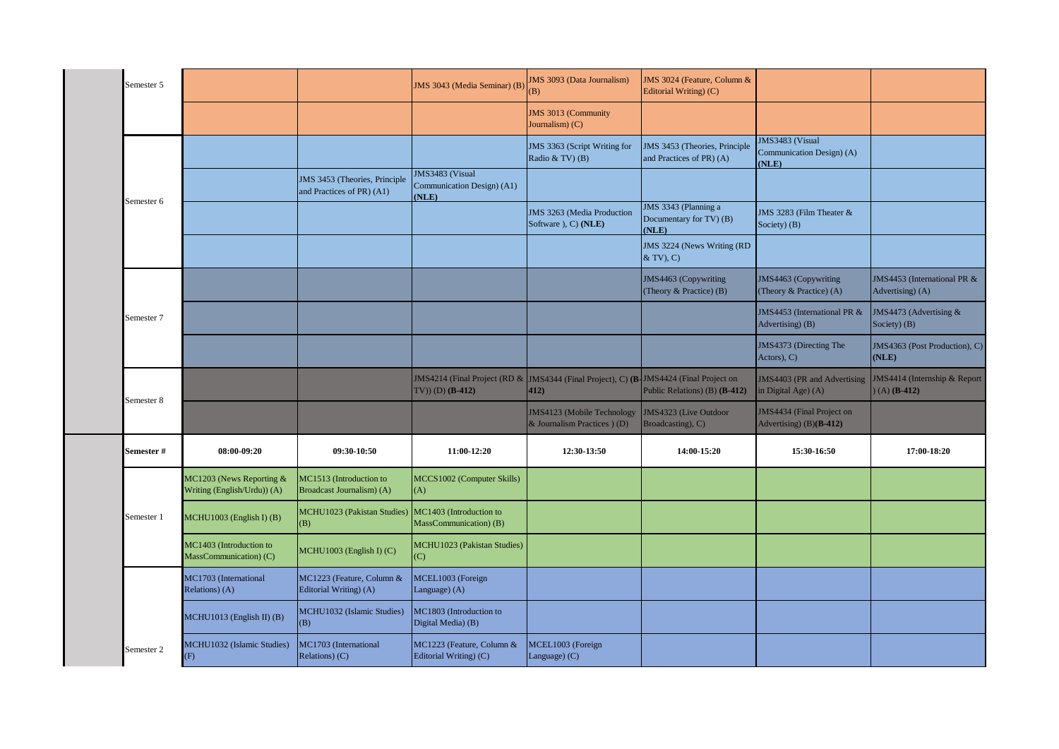| Semester # | 08:00-09:20 | 09:30-10:50 | 11:00-12:20 | 12:30-13:50 | 14:00-15:20 | 15:30-16:50 | 17:00-18:20 |
|---|---|---|---|---|---|---|---|
| Semester 5 | | | JMS 3043 (Media Seminar) (B) | JMS 3093 (Data Journalism) (B) | JMS 3024 (Feature, Column & Editorial Writing) (C) | | |
| | | | | JMS 3013 (Community Journalism) (C) | | | |
| Semester 6 | | | | JMS 3363 (Script Writing for Radio & TV) (B) | JMS 3453 (Theories, Principle and Practices of PR) (A) | JMS3483 (Visual Communication Design) (A) **(NLE)** | |
| | | JMS 3453 (Theories, Principle and Practices of PR) (A1) | JMS3483 (Visual Communication Design) (A1) **(NLE)** | | | | |
| | | | | JMS 3263 (Media Production Software ), C) **(NLE)** | JMS 3343 (Planning a Documentary for TV) (B) **(NLE)** | JMS 3283 (Film Theater & Society) (B) | |
| | | | | | JMS 3224 (News Writing (RD & TV), C) | | |
| Semester 7 | | | | | JMS4463 (Copywriting (Theory & Practice) (B) | JMS4463 (Copywriting (Theory & Practice) (A) | JMS4453 (International PR & Advertising) (A) |
| | | | | | | JMS4453 (International PR & Advertising) (B) | JMS4473 (Advertising & Society) (B) |
| | | | | | | JMS4373 (Directing The Actors), C) | JMS4363 (Post Production), C) **(NLE)** |
| Semester 8 | | | JMS4214 (Final Project (RD & TV)) (D) **(B-412)** | JMS4344 (Final Project), C) **(B-412)** | JMS4424 (Final Project on Public Relations) (B) **(B-412)** | JMS4403 (PR and Advertising in Digital Age) (A) | JMS4414 (Internship & Report ) (A) **(B-412)** |
| | | | | JMS4123 (Mobile Technology & Journalism Practices ) (D) | JMS4323 (Live Outdoor Broadcasting), C) | JMS4434 (Final Project on Advertising) (B)**(B-412)** | |
| **Semester #** | **08:00-09:20** | **09:30-10:50** | **11:00-12:20** | **12:30-13:50** | **14:00-15:20** | **15:30-16:50** | **17:00-18:20** |
| Semester 1 | MC1203 (News Reporting & Writing (English/Urdu)) (A) | MC1513 (Introduction to Broadcast Journalism) (A) | MCCS1002 (Computer Skills) (A) | | | | |
| | MCHU1003 (English I) (B) | MCHU1023 (Pakistan Studies) (B) | MC1403 (Introduction to MassCommunication) (B) | | | | |
| | MC1403 (Introduction to MassCommunication) (C) | MCHU1003 (English I) (C) | MCHU1023 (Pakistan Studies) (C) | | | | |
| Semester 2 | MC1703 (International Relations) (A) | MC1223 (Feature, Column & Editorial Writing) (A) | MCEL1003 (Foreign Language) (A) | | | | |
| | MCHU1013 (English II) (B) | MCHU1032 (Islamic Studies) (B) | MC1803 (Introduction to Digital Media) (B) | | | | |
| | MCHU1032 (Islamic Studies) (F) | MC1703 (International Relations) (C) | MC1223 (Feature, Column & Editorial Writing) (C) | MCEL1003 (Foreign Language) (C) | | | |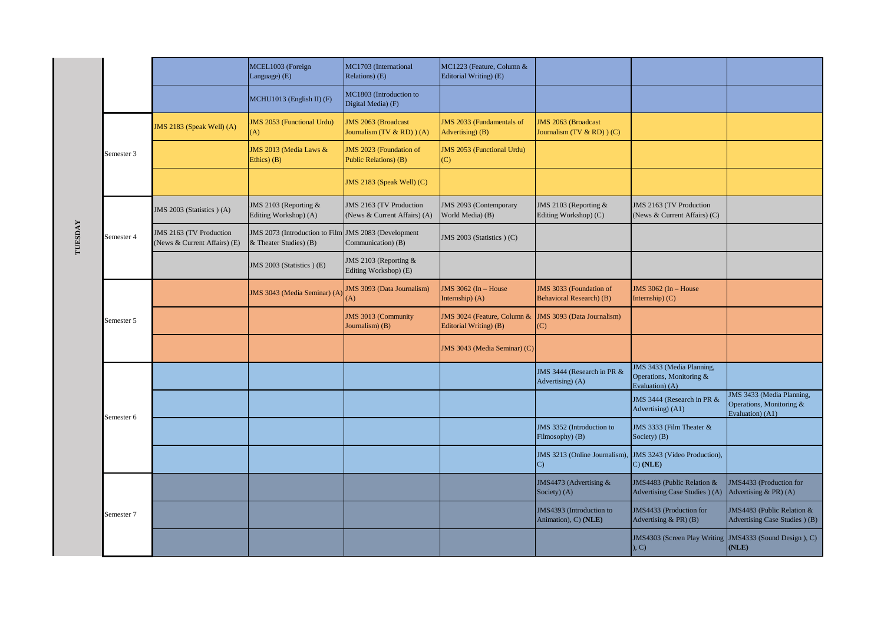| Day | Semester | | | | | | | |
|---|---|---|---|---|---|---|---|---|
| TUESDAY | | | MCEL1003 (Foreign Language) (E) | MC1703 (International Relations) (E) | MC1223 (Feature, Column & Editorial Writing) (E) | | | |
| | | | MCHU1013 (English II) (F) | MC1803 (Introduction to Digital Media) (F) | | | | |
| | Semester 3 | JMS 2183 (Speak Well) (A) | JMS 2053 (Functional Urdu) (A) | JMS 2063 (Broadcast Journalism (TV & RD) ) (A) | JMS 2033 (Fundamentals of Advertising) (B) | JMS 2063 (Broadcast Journalism (TV & RD) ) (C) | | |
| | | | JMS 2013 (Media Laws & Ethics) (B) | JMS 2023 (Foundation of Public Relations) (B) | JMS 2053 (Functional Urdu) (C) | | | |
| | | | | JMS 2183 (Speak Well) (C) | | | | |
| | Semester 4 | JMS 2003 (Statistics ) (A) | JMS 2103 (Reporting & Editing Workshop) (A) | JMS 2163 (TV Production (News & Current Affairs) (A) | JMS 2093 (Contemporary World Media) (B) | JMS 2103 (Reporting & Editing Workshop) (C) | JMS 2163 (TV Production (News & Current Affairs) (C) | |
| | | JMS 2163 (TV Production (News & Current Affairs) (E) | JMS 2073 (Introduction to Film & Theater Studies) (B) | JMS 2083 (Development Communication) (B) | JMS 2003 (Statistics ) (C) | | | |
| | | | JMS 2003 (Statistics ) (E) | JMS 2103 (Reporting & Editing Workshop) (E) | | | | |
| | Semester 5 | | JMS 3043 (Media Seminar) (A) | JMS 3093 (Data Journalism) (A) | JMS 3062 (In – House Internship) (A) | JMS 3033 (Foundation of Behavioral Research) (B) | JMS 3062 (In – House Internship) (C) | |
| | | | | JMS 3013 (Community Journalism) (B) | JMS 3024 (Feature, Column & Editorial Writing) (B) | JMS 3093 (Data Journalism) (C) | | |
| | | | | | JMS 3043 (Media Seminar) (C) | | | |
| | Semester 6 | | | | | JMS 3444 (Research in PR & Advertising) (A) | JMS 3433 (Media Planning, Operations, Monitoring & Evaluation) (A) | |
| | | | | | | | JMS 3444 (Research in PR & Advertising) (A1) | JMS 3433 (Media Planning, Operations, Monitoring & Evaluation) (A1) |
| | | | | | | JMS 3352 (Introduction to Filmosophy) (B) | JMS 3333 (Film Theater & Society) (B) | |
| | | | | | | JMS 3213 (Online Journalism), C) | JMS 3243 (Video Production), C) **(NLE)** | |
| | Semester 7 | | | | | JMS4473 (Advertising & Society) (A) | JMS4483 (Public Relation & Advertising Case Studies ) (A) | JMS4433 (Production for Advertising & PR) (A) |
| | | | | | | JMS4393 (Introduction to Animation), C) **(NLE)** | JMS4433 (Production for Advertising & PR) (B) | JMS4483 (Public Relation & Advertising Case Studies ) (B) |
| | | | | | | | JMS4303 (Screen Play Writing ), C) | JMS4333 (Sound Design ), C) **(NLE)** |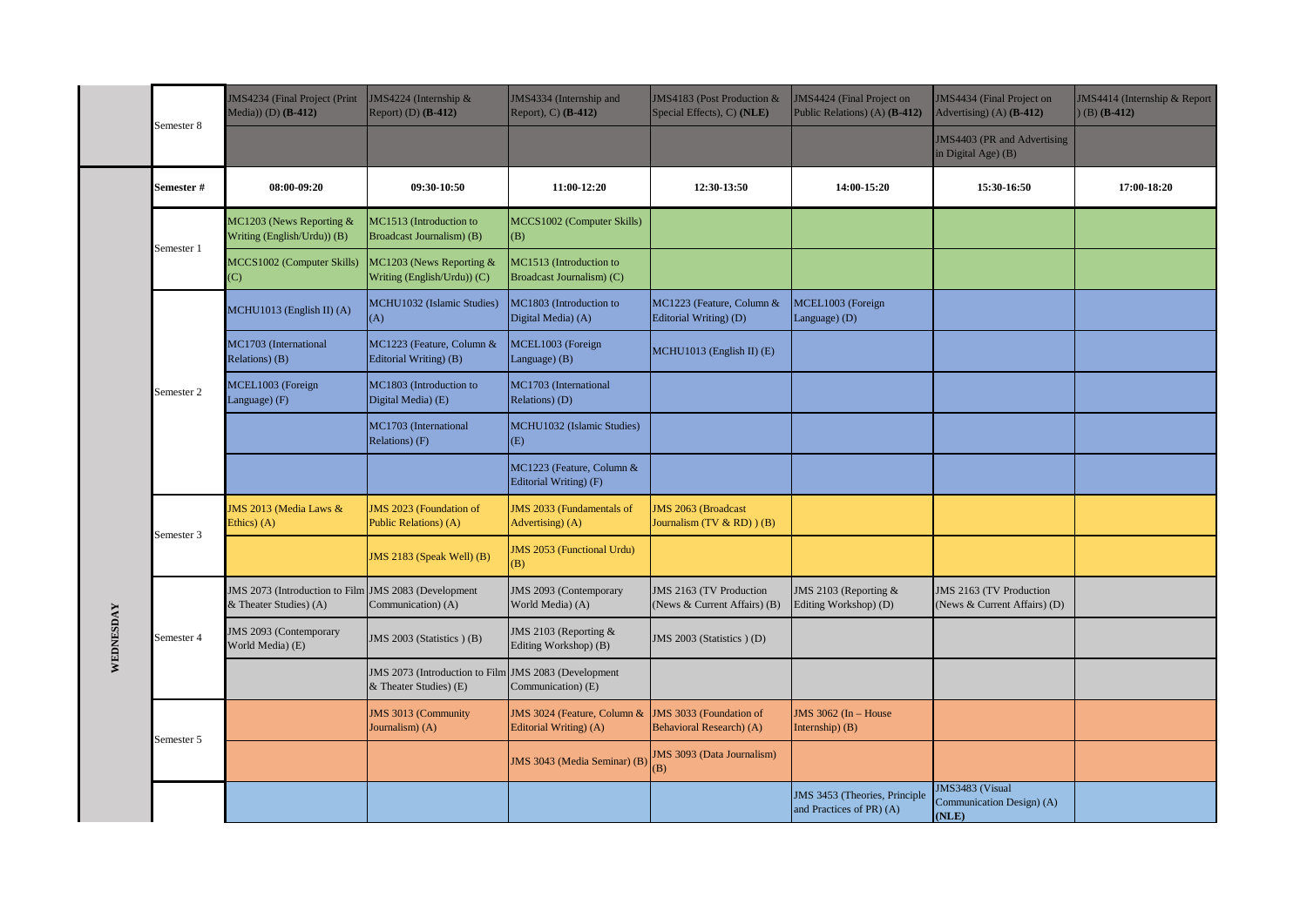| | | | | | | | | |
|---|---|---|---|---|---|---|---|---|
| | Semester 8 | JMS4234 (Final Project (Print Media)) (D) **(B-412)** | JMS4224 (Internship & Report) (D) **(B-412)** | JMS4334 (Internship and Report), C) **(B-412)** | JMS4183 (Post Production & Special Effects), C) **(NLE)** | JMS4424 (Final Project on Public Relations) (A) **(B-412)** | JMS4434 (Final Project on Advertising) (A) **(B-412)** | JMS4414 (Internship & Report ) (B) **(B-412)** |
| | | | | | | | JMS4403 (PR and Advertising in Digital Age) (B) | |
| **WEDNESDAY** | **Semester #** | **08:00-09:20** | **09:30-10:50** | **11:00-12:20** | **12:30-13:50** | **14:00-15:20** | **15:30-16:50** | **17:00-18:20** |
| | Semester 1 | MC1203 (News Reporting & Writing (English/Urdu)) (B) | MC1513 (Introduction to Broadcast Journalism) (B) | MCCS1002 (Computer Skills) (B) | | | | |
| | | MCCS1002 (Computer Skills) (C) | MC1203 (News Reporting & Writing (English/Urdu)) (C) | MC1513 (Introduction to Broadcast Journalism) (C) | | | | |
| | Semester 2 | MCHU1013 (English II) (A) | MCHU1032 (Islamic Studies) (A) | MC1803 (Introduction to Digital Media) (A) | MC1223 (Feature, Column & Editorial Writing) (D) | MCEL1003 (Foreign Language) (D) | | |
| | | MC1703 (International Relations) (B) | MC1223 (Feature, Column & Editorial Writing) (B) | MCEL1003 (Foreign Language) (B) | MCHU1013 (English II) (E) | | | |
| | | MCEL1003 (Foreign Language) (F) | MC1803 (Introduction to Digital Media) (E) | MC1703 (International Relations) (D) | | | | |
| | | | MC1703 (International Relations) (F) | MCHU1032 (Islamic Studies) (E) | | | | |
| | | | | MC1223 (Feature, Column & Editorial Writing) (F) | | | | |
| | Semester 3 | JMS 2013 (Media Laws & Ethics) (A) | JMS 2023 (Foundation of Public Relations) (A) | JMS 2033 (Fundamentals of Advertising) (A) | JMS 2063 (Broadcast Journalism (TV & RD) ) (B) | | | |
| | | | JMS 2183 (Speak Well) (B) | JMS 2053 (Functional Urdu) (B) | | | | |
| | Semester 4 | JMS 2073 (Introduction to Film & Theater Studies) (A) | JMS 2083 (Development Communication) (A) | JMS 2093 (Contemporary World Media) (A) | JMS 2163 (TV Production (News & Current Affairs) (B) | JMS 2103 (Reporting & Editing Workshop) (D) | JMS 2163 (TV Production (News & Current Affairs) (D) | |
| | | JMS 2093 (Contemporary World Media) (E) | JMS 2003 (Statistics ) (B) | JMS 2103 (Reporting & Editing Workshop) (B) | JMS 2003 (Statistics ) (D) | | | |
| | | | JMS 2073 (Introduction to Film & Theater Studies) (E) | JMS 2083 (Development Communication) (E) | | | | |
| | Semester 5 | | JMS 3013 (Community Journalism) (A) | JMS 3024 (Feature, Column & Editorial Writing) (A) | JMS 3033 (Foundation of Behavioral Research) (A) | JMS 3062 (In – House Internship) (B) | | |
| | | | | JMS 3043 (Media Seminar) (B) | JMS 3093 (Data Journalism) (B) | | | |
| | | | | | | JMS 3453 (Theories, Principle and Practices of PR) (A) | JMS3483 (Visual Communication Design) (A) **(NLE)** | |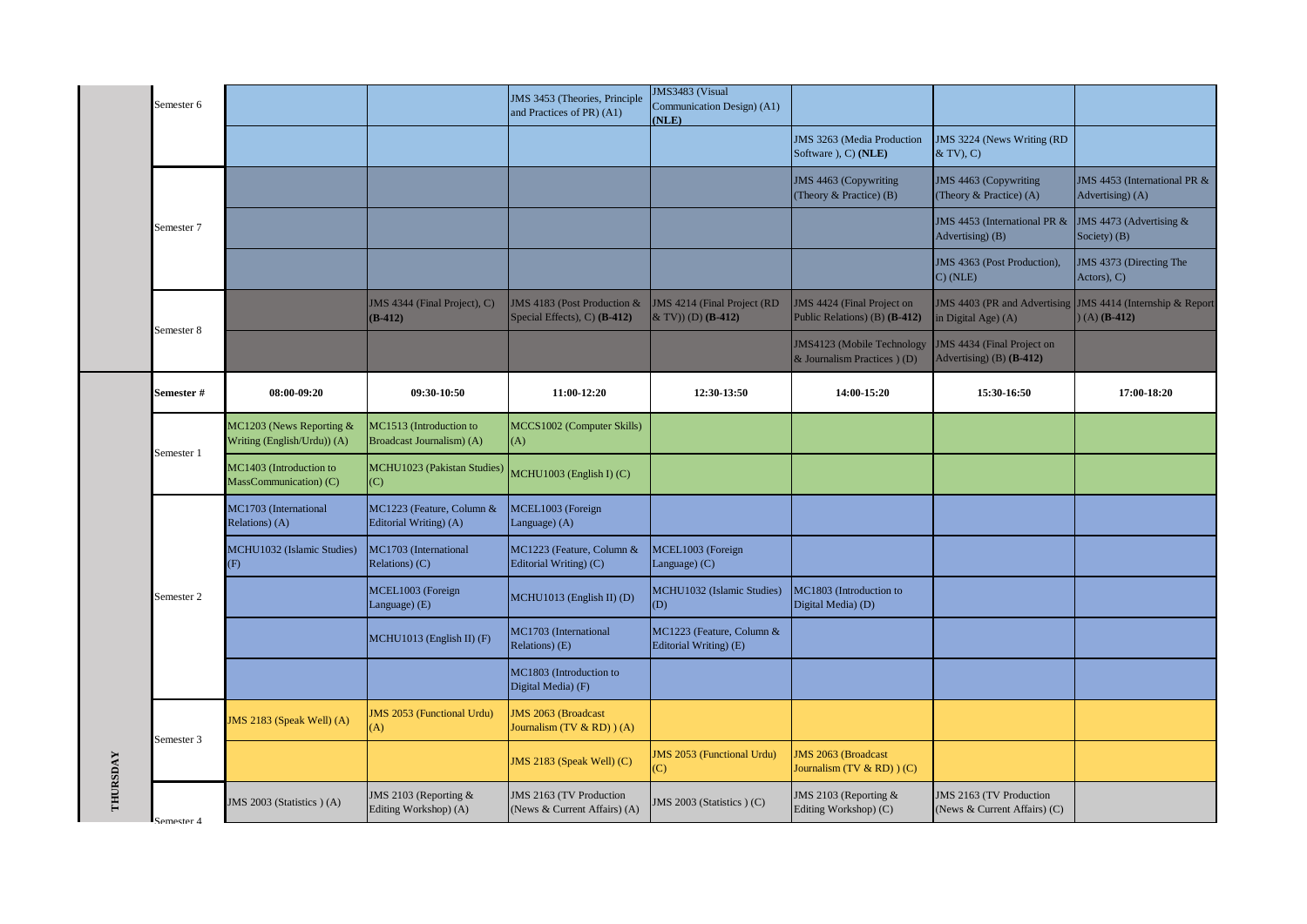| | | | | | | | | |
|---|---|---|---|---|---|---|---|---|
| | Semester 6 | | | JMS 3453 (Theories, Principle and Practices of PR) (A1) | JMS3483 (Visual Communication Design) (A1) **(NLE)** | | | |
| | | | | | | JMS 3263 (Media Production Software ), C) **(NLE)** | JMS 3224 (News Writing (RD & TV), C) | |
| | Semester 7 | | | | | JMS 4463 (Copywriting (Theory & Practice) (B) | JMS 4463 (Copywriting (Theory & Practice) (A) | JMS 4453 (International PR & Advertising) (A) |
| | | | | | | | JMS 4453 (International PR & Advertising) (B) | JMS 4473 (Advertising & Society) (B) |
| | | | | | | | JMS 4363 (Post Production), C) (NLE) | JMS 4373 (Directing The Actors), C) |
| | Semester 8 | | JMS 4344 (Final Project), C) **(B-412)** | JMS 4183 (Post Production & Special Effects), C) **(B-412)** | JMS 4214 (Final Project (RD & TV)) (D) **(B-412)** | JMS 4424 (Final Project on Public Relations) (B) **(B-412)** | JMS 4403 (PR and Advertising in Digital Age) (A) | JMS 4414 (Internship & Report ) (A) **(B-412)** |
| | | | | | | JMS4123 (Mobile Technology & Journalism Practices ) (D) | JMS 4434 (Final Project on Advertising) (B) **(B-412)** | |
| **THURSDAY** | **Semester #** | **08:00-09:20** | **09:30-10:50** | **11:00-12:20** | **12:30-13:50** | **14:00-15:20** | **15:30-16:50** | **17:00-18:20** |
| | Semester 1 | MC1203 (News Reporting & Writing (English/Urdu)) (A) | MC1513 (Introduction to Broadcast Journalism) (A) | MCCS1002 (Computer Skills) (A) | | | | |
| | | MC1403 (Introduction to MassCommunication) (C) | MCHU1023 (Pakistan Studies) (C) | MCHU1003 (English I) (C) | | | | |
| | Semester 2 | MC1703 (International Relations) (A) | MC1223 (Feature, Column & Editorial Writing) (A) | MCEL1003 (Foreign Language) (A) | | | | |
| | | MCHU1032 (Islamic Studies) (F) | MC1703 (International Relations) (C) | MC1223 (Feature, Column & Editorial Writing) (C) | MCEL1003 (Foreign Language) (C) | | | |
| | | | MCEL1003 (Foreign Language) (E) | MCHU1013 (English II) (D) | MCHU1032 (Islamic Studies) (D) | MC1803 (Introduction to Digital Media) (D) | | |
| | | | MCHU1013 (English II) (F) | MC1703 (International Relations) (E) | MC1223 (Feature, Column & Editorial Writing) (E) | | | |
| | | | | MC1803 (Introduction to Digital Media) (F) | | | | |
| | Semester 3 | JMS 2183 (Speak Well) (A) | JMS 2053 (Functional Urdu) (A) | JMS 2063 (Broadcast Journalism (TV & RD) ) (A) | | | | |
| | | | | JMS 2183 (Speak Well) (C) | JMS 2053 (Functional Urdu) (C) | JMS 2063 (Broadcast Journalism (TV & RD) ) (C) | | |
| | Semester 4 | JMS 2003 (Statistics ) (A) | JMS 2103 (Reporting & Editing Workshop) (A) | JMS 2163 (TV Production (News & Current Affairs) (A) | JMS 2003 (Statistics ) (C) | JMS 2103 (Reporting & Editing Workshop) (C) | JMS 2163 (TV Production (News & Current Affairs) (C) | |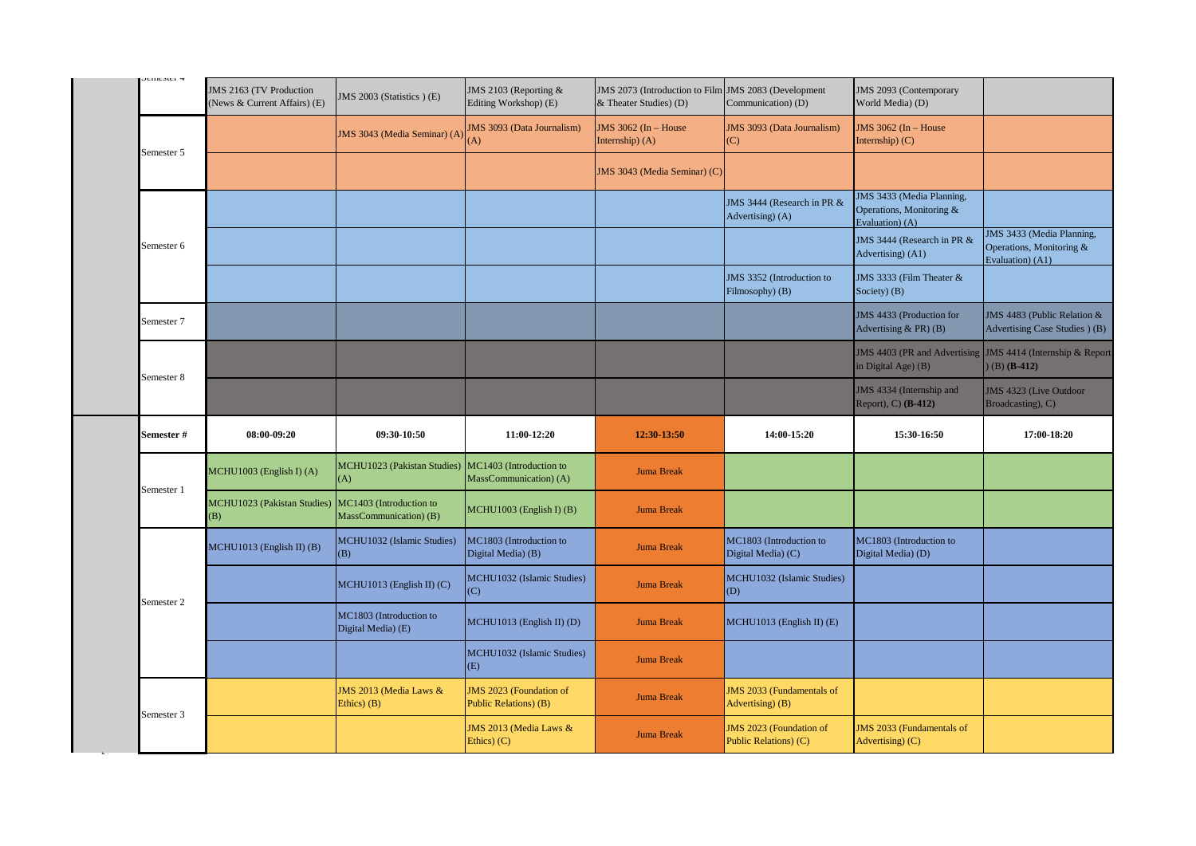| Semester 4 | JMS 2163 (TV Production (News & Current Affairs) (E) | JMS 2003 (Statistics ) (E) | JMS 2103 (Reporting & Editing Workshop) (E) | JMS 2073 (Introduction to Film & Theater Studies) (D) | JMS 2083 (Development Communication) (D) | JMS 2093 (Contemporary World Media) (D) | |
|---|---|---|---|---|---|---|---|
| Semester 5 | | JMS 3043 (Media Seminar) (A) | JMS 3093 (Data Journalism) (A) | JMS 3062 (In – House Internship) (A) | JMS 3093 (Data Journalism) (C) | JMS 3062 (In – House Internship) (C) | |
| | | | | JMS 3043 (Media Seminar) (C) | | | |
| Semester 6 | | | | | JMS 3444 (Research in PR & Advertising) (A) | JMS 3433 (Media Planning, Operations, Monitoring & Evaluation) (A) | |
| | | | | | | JMS 3444 (Research in PR & Advertising) (A1) | JMS 3433 (Media Planning, Operations, Monitoring & Evaluation) (A1) |
| | | | | | JMS 3352 (Introduction to Filmosophy) (B) | JMS 3333 (Film Theater & Society) (B) | |
| Semester 7 | | | | | | JMS 4433 (Production for Advertising & PR) (B) | JMS 4483 (Public Relation & Advertising Case Studies ) (B) |
| Semester 8 | | | | | | JMS 4403 (PR and Advertising in Digital Age) (B) | JMS 4414 (Internship & Report ) (B) **(B-412)** |
| | | | | | | JMS 4334 (Internship and Report), C) **(B-412)** | JMS 4323 (Live Outdoor Broadcasting), C) |

| Semester # | 08:00-09:20 | 09:30-10:50 | 11:00-12:20 | 12:30-13:50 | 14:00-15:20 | 15:30-16:50 | 17:00-18:20 |
|---|---|---|---|---|---|---|---|
| Semester 1 | MCHU1003 (English I) (A) | MCHU1023 (Pakistan Studies) (A) | MC1403 (Introduction to MassCommunication) (A) | Juma Break | | | |
| | MCHU1023 (Pakistan Studies) (B) | MC1403 (Introduction to MassCommunication) (B) | MCHU1003 (English I) (B) | Juma Break | | | |
| Semester 2 | MCHU1013 (English II) (B) | MCHU1032 (Islamic Studies) (B) | MC1803 (Introduction to Digital Media) (B) | Juma Break | MC1803 (Introduction to Digital Media) (C) | MC1803 (Introduction to Digital Media) (D) | |
| | | MCHU1013 (English II) (C) | MCHU1032 (Islamic Studies) (C) | Juma Break | MCHU1032 (Islamic Studies) (D) | | |
| | | MC1803 (Introduction to Digital Media) (E) | MCHU1013 (English II) (D) | Juma Break | MCHU1013 (English II) (E) | | |
| | | | MCHU1032 (Islamic Studies) (E) | Juma Break | | | |
| Semester 3 | | JMS 2013 (Media Laws & Ethics) (B) | JMS 2023 (Foundation of Public Relations) (B) | Juma Break | JMS 2033 (Fundamentals of Advertising) (B) | | |
| | | | JMS 2013 (Media Laws & Ethics) (C) | Juma Break | JMS 2023 (Foundation of Public Relations) (C) | JMS 2033 (Fundamentals of Advertising) (C) | |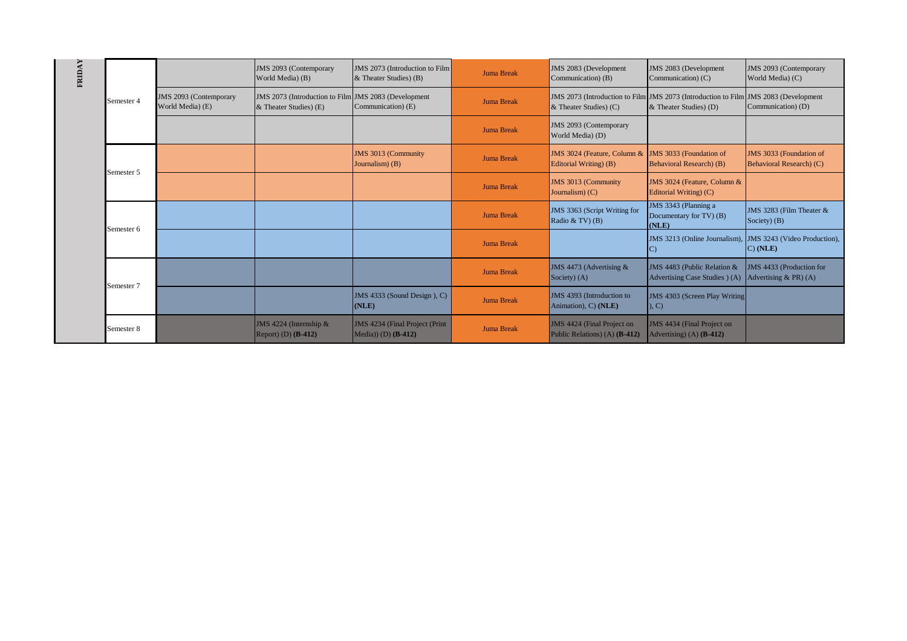| FRIDAY | | | | | | | | |
|---|---|---|---|---|---|---|---|---|
| | Semester 4 | | JMS 2093 (Contemporary World Media) (B) | JMS 2073 (Introduction to Film & Theater Studies) (B) | Juma Break | JMS 2083 (Development Communication) (B) | JMS 2083 (Development Communication) (C) | JMS 2093 (Contemporary World Media) (C) |
| | | JMS 2093 (Contemporary World Media) (E) | JMS 2073 (Introduction to Film & Theater Studies) (E) | JMS 2083 (Development Communication) (E) | Juma Break | JMS 2073 (Introduction to Film & Theater Studies) (C) | JMS 2073 (Introduction to Film & Theater Studies) (D) | JMS 2083 (Development Communication) (D) |
| | | | | | Juma Break | JMS 2093 (Contemporary World Media) (D) | | |
| | Semester 5 | | | JMS 3013 (Community Journalism) (B) | Juma Break | JMS 3024 (Feature, Column & Editorial Writing) (B) | JMS 3033 (Foundation of Behavioral Research) (B) | JMS 3033 (Foundation of Behavioral Research) (C) |
| | | | | | Juma Break | JMS 3013 (Community Journalism) (C) | JMS 3024 (Feature, Column & Editorial Writing) (C) | |
| | Semester 6 | | | | Juma Break | JMS 3363 (Script Writing for Radio & TV) (B) | JMS 3343 (Planning a Documentary for TV) (B) **(NLE)** | JMS 3283 (Film Theater & Society) (B) |
| | | | | | Juma Break | | JMS 3213 (Online Journalism), C) | JMS 3243 (Video Production), C) **(NLE)** |
| | Semester 7 | | | | Juma Break | JMS 4473 (Advertising & Society) (A) | JMS 4483 (Public Relation & Advertising Case Studies ) (A) | JMS 4433 (Production for Advertising & PR) (A) |
| | | | | JMS 4333 (Sound Design ), C) **(NLE)** | Juma Break | JMS 4393 (Introduction to Animation), C) **(NLE)** | JMS 4303 (Screen Play Writing ), C) | |
| | Semester 8 | | JMS 4224 (Internship & Report) (D) **(B-412)** | JMS 4234 (Final Project (Print Media)) (D) **(B-412)** | Juma Break | JMS 4424 (Final Project on Public Relations) (A) **(B-412)** | JMS 4434 (Final Project on Advertising) (A) **(B-412)** | |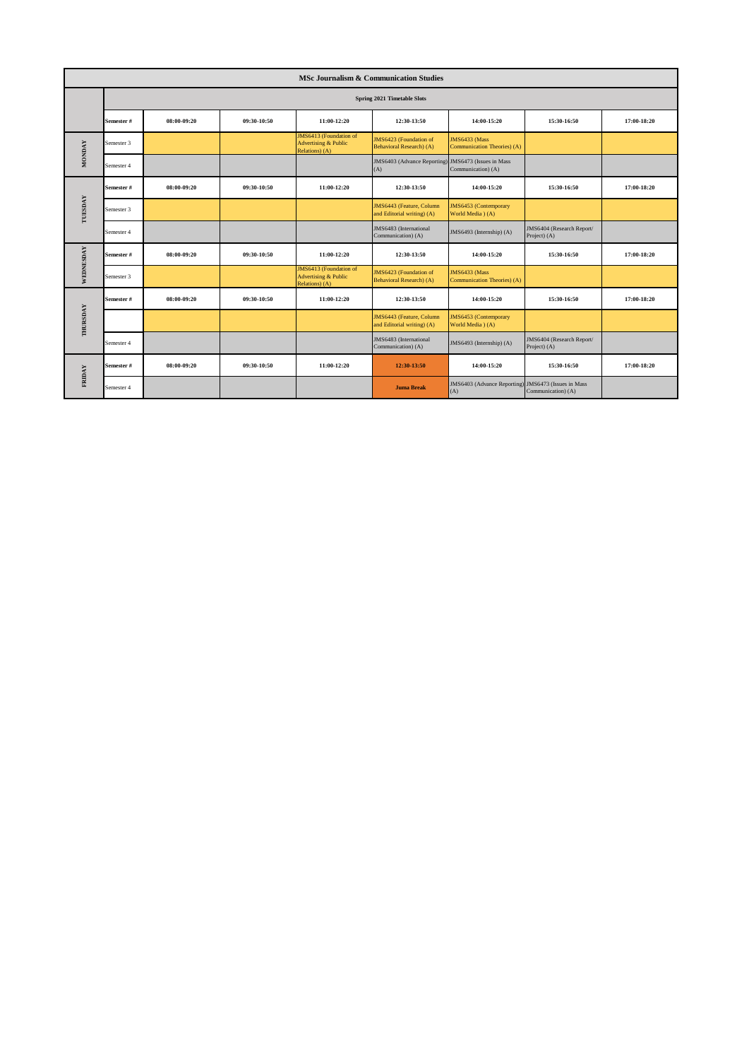| MSc Journalism & Communication Studies | | | | | | | | |
|---|---|---|---|---|---|---|---|---|
| | Spring 2021 Timetable Slots | | | | | | | |
| | **Semester #** | **08:00-09:20** | **09:30-10:50** | **11:00-12:20** | **12:30-13:50** | **14:00-15:20** | **15:30-16:50** | **17:00-18:20** |
| **MONDAY** | Semester 3 | | | JMS6413 (Foundation of Advertising & Public Relations) (A) | JMS6423 (Foundation of Behavioral Research) (A) | JMS6433 (Mass Communication Theories) (A) | | |
| | Semester 4 | | | | JMS6403 (Advance Reporting) (A) | JMS6473 (Issues in Mass Communication) (A) | | |
| **TUESDAY** | **Semester #** | **08:00-09:20** | **09:30-10:50** | **11:00-12:20** | **12:30-13:50** | **14:00-15:20** | **15:30-16:50** | **17:00-18:20** |
| | Semester 3 | | | | JMS6443 (Feature, Column and Editorial writing) (A) | JMS6453 (Contemporary World Media ) (A) | | |
| | Semester 4 | | | | JMS6483 (International Communication) (A) | JMS6493 (Internship) (A) | JMS6404 (Research Report/ Project) (A) | |
| **WEDNESDAY** | **Semester #** | **08:00-09:20** | **09:30-10:50** | **11:00-12:20** | **12:30-13:50** | **14:00-15:20** | **15:30-16:50** | **17:00-18:20** |
| | Semester 3 | | | JMS6413 (Foundation of Advertising & Public Relations) (A) | JMS6423 (Foundation of Behavioral Research) (A) | JMS6433 (Mass Communication Theories) (A) | | |
| **THURSDAY** | **Semester #** | **08:00-09:20** | **09:30-10:50** | **11:00-12:20** | **12:30-13:50** | **14:00-15:20** | **15:30-16:50** | **17:00-18:20** |
| | | | | | JMS6443 (Feature, Column and Editorial writing) (A) | JMS6453 (Contemporary World Media ) (A) | | |
| | Semester 4 | | | | JMS6483 (International Communication) (A) | JMS6493 (Internship) (A) | JMS6404 (Research Report/ Project) (A) | |
| **FRIDAY** | **Semester #** | **08:00-09:20** | **09:30-10:50** | **11:00-12:20** | **12:30-13:50** | **14:00-15:20** | **15:30-16:50** | **17:00-18:20** |
| | Semester 4 | | | | **Juma Break** | JMS6403 (Advance Reporting) (A) | JMS6473 (Issues in Mass Communication) (A) | |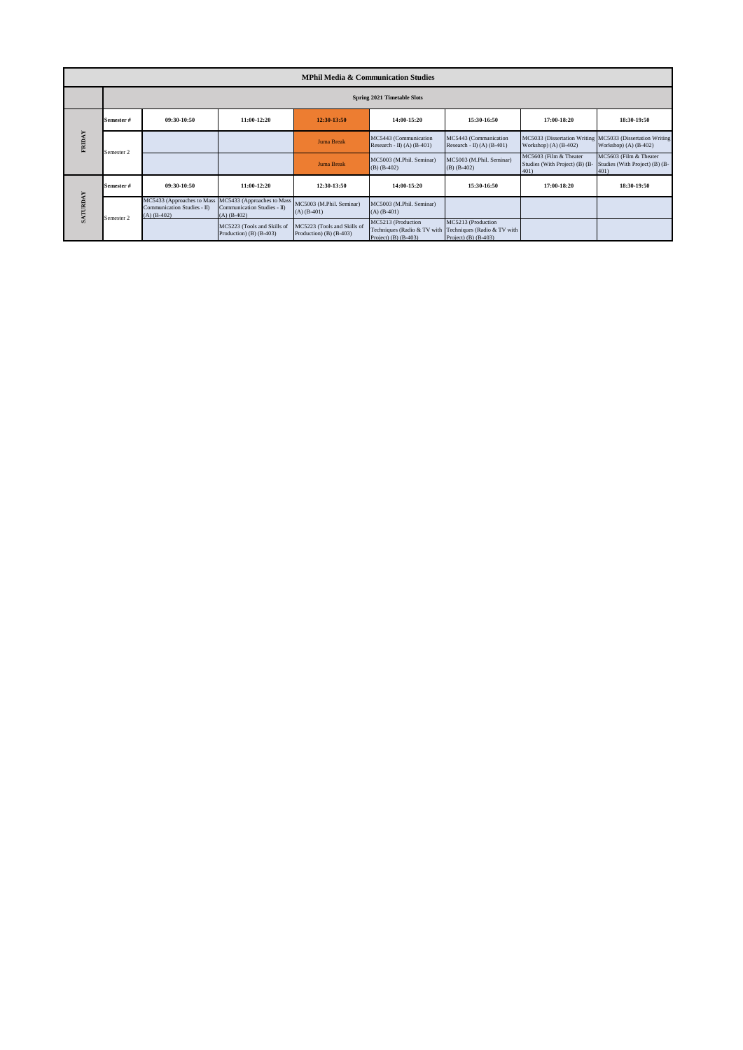# MPhil Media & Communication Studies

## Spring 2021 Timetable Slots

| | Semester # | 09:30-10:50 | 11:00-12:20 | 12:30-13:50 | 14:00-15:20 | 15:30-16:50 | 17:00-18:20 | 18:30-19:50 |
|---|---|---|---|---|---|---|---|---|
| FRIDAY | Semester 2 | | | Juma Break | MC5443 (Communication Research - II) (A) (B-401) | MC5443 (Communication Research - II) (A) (B-401) | MC5033 (Dissertation Writing Workshop) (A) (B-402) | MC5033 (Dissertation Writing Workshop) (A) (B-402) |
| | | | | Juma Break | MC5003 (M.Phil. Seminar) (B) (B-402) | MC5003 (M.Phil. Seminar) (B) (B-402) | MC5603 (Film & Theater Studies (With Project) (B) (B-401) | MC5603 (Film & Theater Studies (With Project) (B) (B-401) |
| SATURDAY | Semester # | 09:30-10:50 | 11:00-12:20 | 12:30-13:50 | 14:00-15:20 | 15:30-16:50 | 17:00-18:20 | 18:30-19:50 |
| | Semester 2 | MC5433 (Approaches to Mass Communication Studies - II) (A) (B-402) | MC5433 (Approaches to Mass Communication Studies - II) (A) (B-402) | MC5003 (M.Phil. Seminar) (A) (B-401) | MC5003 (M.Phil. Seminar) (A) (B-401) | | | |
| | | | MC5223 (Tools and Skills of Production) (B) (B-403) | MC5223 (Tools and Skills of Production) (B) (B-403) | MC5213 (Production Techniques (Radio & TV with Project) (B) (B-403) | MC5213 (Production Techniques (Radio & TV with Project) (B) (B-403) | | |